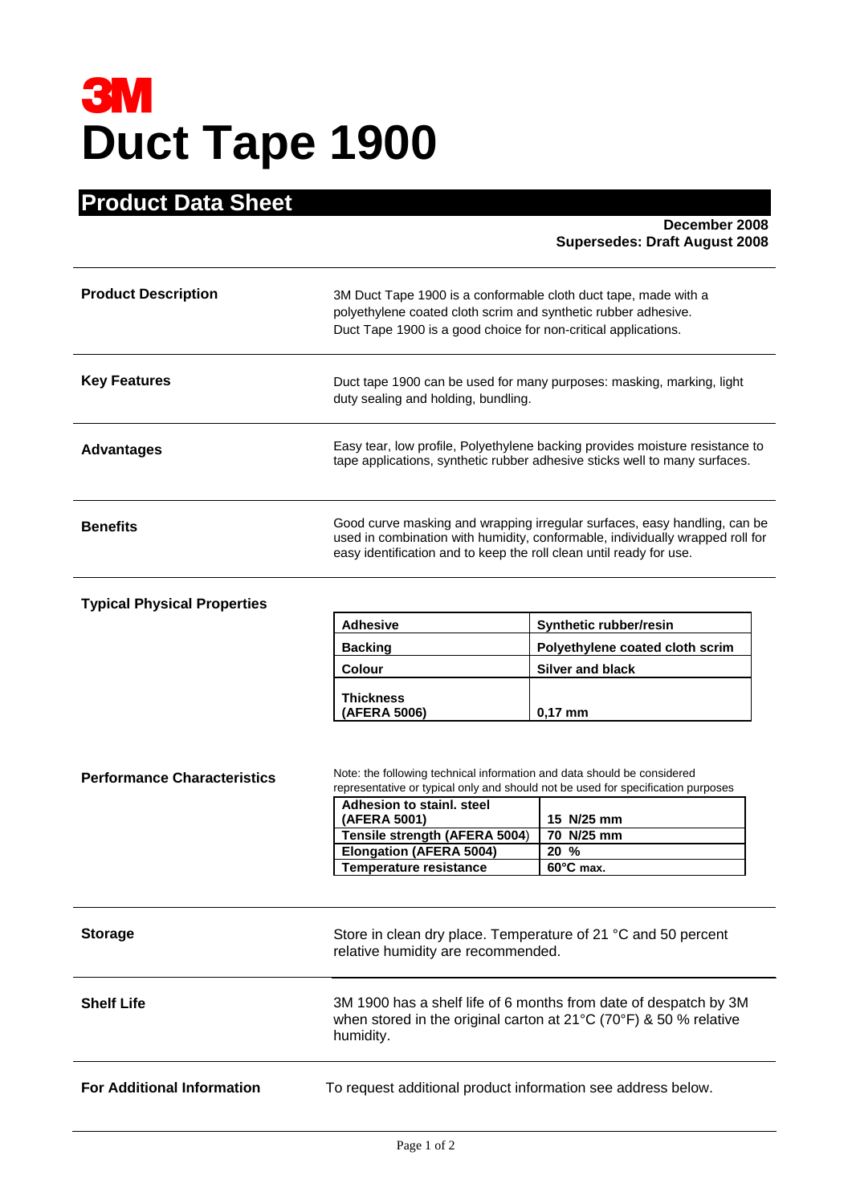# 3M

# Duct Tape 1900

## Product Data Sheet

**December 2008**
**Supersedes: Draft August 2008**

### Product Description

3M Duct Tape 1900 is a conformable cloth duct tape, made with a polyethylene coated cloth scrim and synthetic rubber adhesive.
Duct Tape 1900 is a good choice for non-critical applications.

### Key Features

Duct tape 1900 can be used for many purposes: masking, marking, light duty sealing and holding, bundling.

### Advantages

Easy tear, low profile, Polyethylene backing provides moisture resistance to tape applications, synthetic rubber adhesive sticks well to many surfaces.

### Benefits

Good curve masking and wrapping irregular surfaces, easy handling, can be used in combination with humidity, conformable, individually wrapped roll for easy identification and to keep the roll clean until ready for use.

### Typical Physical Properties

| **Adhesive** | **Synthetic rubber/resin** |
|---|---|
| **Backing** | **Polyethylene coated cloth scrim** |
| **Colour** | **Silver and black** |
| **Thickness (AFERA 5006)** | **0,17 mm** |

### Performance Characteristics

Note: the following technical information and data should be considered representative or typical only and should not be used for specification purposes

| **Adhesion to stainl. steel (AFERA 5001)** | **15 N/25 mm** |
|---|---|
| **Tensile strength (AFERA 5004)** | **70 N/25 mm** |
| **Elongation (AFERA 5004)** | **20 %** |
| **Temperature resistance** | **60°C max.** |

### Storage

Store in clean dry place. Temperature of 21 °C and 50 percent relative humidity are recommended.

### Shelf Life

3M 1900 has a shelf life of 6 months from date of despatch by 3M when stored in the original carton at 21°C (70°F) & 50 % relative humidity.

### For Additional Information

To request additional product information see address below.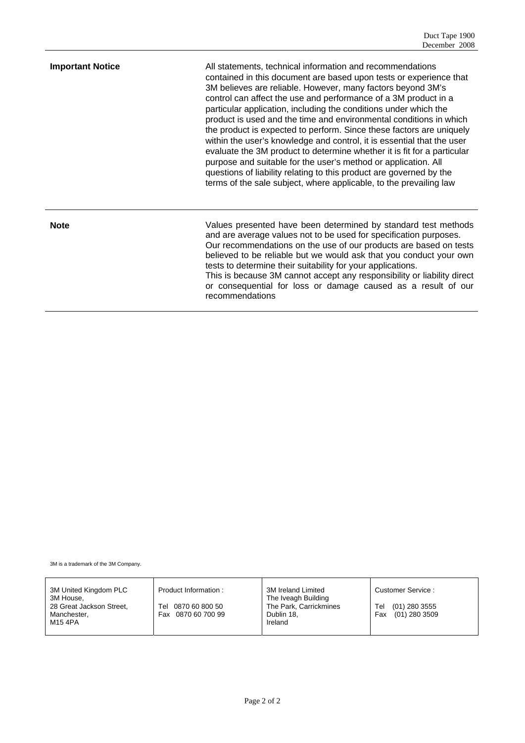| | |
|---|---|
| **Important Notice** | All statements, technical information and recommendations contained in this document are based upon tests or experience that 3M believes are reliable. However, many factors beyond 3M's control can affect the use and performance of a 3M product in a particular application, including the conditions under which the product is used and the time and environmental conditions in which the product is expected to perform. Since these factors are uniquely within the user's knowledge and control, it is essential that the user evaluate the 3M product to determine whether it is fit for a particular purpose and suitable for the user's method or application. All questions of liability relating to this product are governed by the terms of the sale subject, where applicable, to the prevailing law |
| **Note** | Values presented have been determined by standard test methods and are average values not to be used for specification purposes. Our recommendations on the use of our products are based on tests believed to be reliable but we would ask that you conduct your own tests to determine their suitability for your applications. This is because 3M cannot accept any responsibility or liability direct or consequential for loss or damage caused as a result of our recommendations |

3M is a trademark of the 3M Company.

| | | | |
|---|---|---|---|
| 3M United Kingdom PLC<br>3M House,<br>28 Great Jackson Street,<br>Manchester,<br>M15 4PA | Product Information :<br>Tel 0870 60 800 50<br>Fax 0870 60 700 99 | 3M Ireland Limited<br>The Iveagh Building<br>The Park, Carrickmines<br>Dublin 18,<br>Ireland | Customer Service :<br>Tel (01) 280 3555<br>Fax (01) 280 3509 |